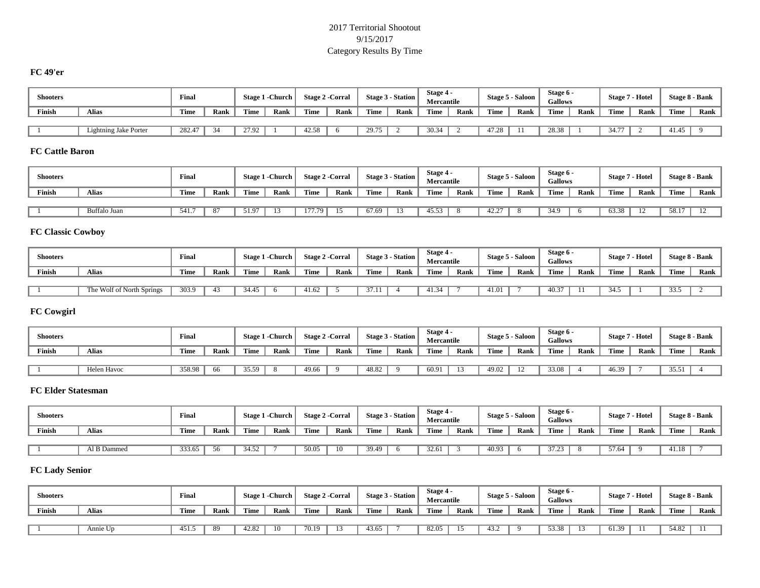2017 Territorial Shootout
9/15/2017
Category Results By Time

### FC 49'er

| Shooters | | Final | | Stage 1 -Church | | Stage 2 -Corral | | Stage 3 - Station | | Stage 4 - Mercantile | | Stage 5 - Saloon | | Stage 6 - Gallows | | Stage 7 - Hotel | | Stage 8 - Bank | |
|---|---|---|---|---|---|---|---|---|---|---|---|---|---|---|---|---|---|---|---|
| Finish | Alias | Time | Rank | Time | Rank | Time | Rank | Time | Rank | Time | Rank | Time | Rank | Time | Rank | Time | Rank | Time | Rank |
| 1 | Lightning Jake Porter | 282.47 | 34 | 27.92 | 1 | 42.58 | 6 | 29.75 | 2 | 30.34 | 2 | 47.28 | 11 | 28.38 | 1 | 34.77 | 2 | 41.45 | 9 |

### FC Cattle Baron

| Shooters | | Final | | Stage 1 -Church | | Stage 2 -Corral | | Stage 3 - Station | | Stage 4 - Mercantile | | Stage 5 - Saloon | | Stage 6 - Gallows | | Stage 7 - Hotel | | Stage 8 - Bank | |
|---|---|---|---|---|---|---|---|---|---|---|---|---|---|---|---|---|---|---|---|
| Finish | Alias | Time | Rank | Time | Rank | Time | Rank | Time | Rank | Time | Rank | Time | Rank | Time | Rank | Time | Rank | Time | Rank |
| 1 | Buffalo Juan | 541.7 | 87 | 51.97 | 13 | 177.79 | 15 | 67.69 | 13 | 45.53 | 8 | 42.27 | 8 | 34.9 | 6 | 63.38 | 12 | 58.17 | 12 |

### FC Classic Cowboy

| Shooters | | Final | | Stage 1 -Church | | Stage 2 -Corral | | Stage 3 - Station | | Stage 4 - Mercantile | | Stage 5 - Saloon | | Stage 6 - Gallows | | Stage 7 - Hotel | | Stage 8 - Bank | |
|---|---|---|---|---|---|---|---|---|---|---|---|---|---|---|---|---|---|---|---|
| Finish | Alias | Time | Rank | Time | Rank | Time | Rank | Time | Rank | Time | Rank | Time | Rank | Time | Rank | Time | Rank | Time | Rank |
| 1 | The Wolf of North Springs | 303.9 | 43 | 34.45 | 6 | 41.62 | 5 | 37.11 | 4 | 41.34 | 7 | 41.01 | 7 | 40.37 | 11 | 34.5 | 1 | 33.5 | 2 |

### FC Cowgirl

| Shooters | | Final | | Stage 1 -Church | | Stage 2 -Corral | | Stage 3 - Station | | Stage 4 - Mercantile | | Stage 5 - Saloon | | Stage 6 - Gallows | | Stage 7 - Hotel | | Stage 8 - Bank | |
|---|---|---|---|---|---|---|---|---|---|---|---|---|---|---|---|---|---|---|---|
| Finish | Alias | Time | Rank | Time | Rank | Time | Rank | Time | Rank | Time | Rank | Time | Rank | Time | Rank | Time | Rank | Time | Rank |
| 1 | Helen Havoc | 358.98 | 66 | 35.59 | 8 | 49.66 | 9 | 48.82 | 9 | 60.91 | 13 | 49.02 | 12 | 33.08 | 4 | 46.39 | 7 | 35.51 | 4 |

### FC Elder Statesman

| Shooters | | Final | | Stage 1 -Church | | Stage 2 -Corral | | Stage 3 - Station | | Stage 4 - Mercantile | | Stage 5 - Saloon | | Stage 6 - Gallows | | Stage 7 - Hotel | | Stage 8 - Bank | |
|---|---|---|---|---|---|---|---|---|---|---|---|---|---|---|---|---|---|---|---|
| Finish | Alias | Time | Rank | Time | Rank | Time | Rank | Time | Rank | Time | Rank | Time | Rank | Time | Rank | Time | Rank | Time | Rank |
| 1 | Al B Dammed | 333.65 | 56 | 34.52 | 7 | 50.05 | 10 | 39.49 | 6 | 32.61 | 3 | 40.93 | 6 | 37.23 | 8 | 57.64 | 9 | 41.18 | 7 |

### FC Lady Senior

| Shooters | | Final | | Stage 1 -Church | | Stage 2 -Corral | | Stage 3 - Station | | Stage 4 - Mercantile | | Stage 5 - Saloon | | Stage 6 - Gallows | | Stage 7 - Hotel | | Stage 8 - Bank | |
|---|---|---|---|---|---|---|---|---|---|---|---|---|---|---|---|---|---|---|---|
| Finish | Alias | Time | Rank | Time | Rank | Time | Rank | Time | Rank | Time | Rank | Time | Rank | Time | Rank | Time | Rank | Time | Rank |
| 1 | Annie Up | 451.5 | 89 | 42.82 | 10 | 70.19 | 13 | 43.65 | 7 | 82.05 | 15 | 43.2 | 9 | 53.38 | 13 | 61.39 | 11 | 54.82 | 11 |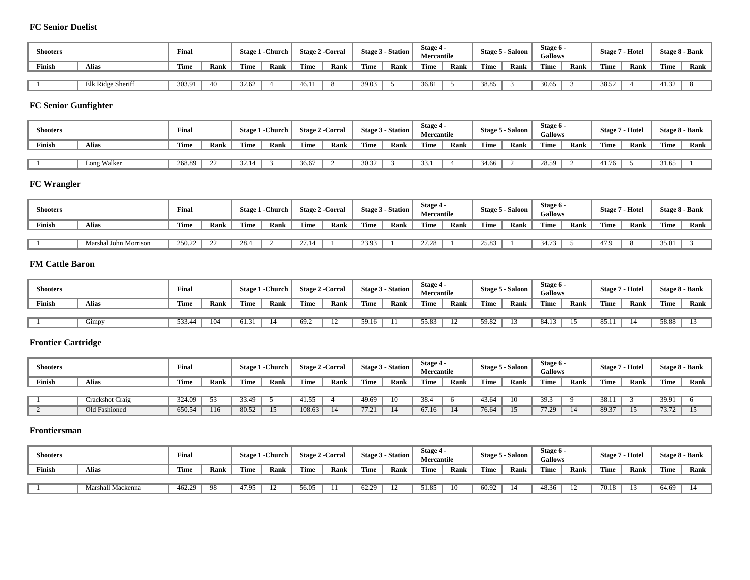### FC Senior Duelist

| Shooters | | Final | | Stage 1 -Church | | Stage 2 -Corral | | Stage 3 - Station | | Stage 4 - Mercantile | | Stage 5 - Saloon | | Stage 6 - Gallows | | Stage 7 - Hotel | | Stage 8 - Bank | |
|---|---|---|---|---|---|---|---|---|---|---|---|---|---|---|---|---|---|---|---|
| Finish | Alias | Time | Rank | Time | Rank | Time | Rank | Time | Rank | Time | Rank | Time | Rank | Time | Rank | Time | Rank | Time | Rank |
| 1 | Elk Ridge Sheriff | 303.91 | 40 | 32.62 | 4 | 46.11 | 8 | 39.03 | 5 | 36.81 | 5 | 38.85 | 3 | 30.65 | 3 | 38.52 | 4 | 41.32 | 8 |

### FC Senior Gunfighter

| Shooters | | Final | | Stage 1 -Church | | Stage 2 -Corral | | Stage 3 - Station | | Stage 4 - Mercantile | | Stage 5 - Saloon | | Stage 6 - Gallows | | Stage 7 - Hotel | | Stage 8 - Bank | |
|---|---|---|---|---|---|---|---|---|---|---|---|---|---|---|---|---|---|---|---|
| Finish | Alias | Time | Rank | Time | Rank | Time | Rank | Time | Rank | Time | Rank | Time | Rank | Time | Rank | Time | Rank | Time | Rank |
| 1 | Long Walker | 268.89 | 22 | 32.14 | 3 | 36.67 | 2 | 30.32 | 3 | 33.1 | 4 | 34.66 | 2 | 28.59 | 2 | 41.76 | 5 | 31.65 | 1 |

### FC Wrangler

| Shooters | | Final | | Stage 1 -Church | | Stage 2 -Corral | | Stage 3 - Station | | Stage 4 - Mercantile | | Stage 5 - Saloon | | Stage 6 - Gallows | | Stage 7 - Hotel | | Stage 8 - Bank | |
|---|---|---|---|---|---|---|---|---|---|---|---|---|---|---|---|---|---|---|---|
| Finish | Alias | Time | Rank | Time | Rank | Time | Rank | Time | Rank | Time | Rank | Time | Rank | Time | Rank | Time | Rank | Time | Rank |
| 1 | Marshal John Morrison | 250.22 | 22 | 28.4 | 2 | 27.14 | 1 | 23.93 | 1 | 27.28 | 1 | 25.83 | 1 | 34.73 | 5 | 47.9 | 8 | 35.01 | 3 |

### FM Cattle Baron

| Shooters | | Final | | Stage 1 -Church | | Stage 2 -Corral | | Stage 3 - Station | | Stage 4 - Mercantile | | Stage 5 - Saloon | | Stage 6 - Gallows | | Stage 7 - Hotel | | Stage 8 - Bank | |
|---|---|---|---|---|---|---|---|---|---|---|---|---|---|---|---|---|---|---|---|
| Finish | Alias | Time | Rank | Time | Rank | Time | Rank | Time | Rank | Time | Rank | Time | Rank | Time | Rank | Time | Rank | Time | Rank |
| 1 | Gimpy | 533.44 | 104 | 61.31 | 14 | 69.2 | 12 | 59.16 | 11 | 55.83 | 12 | 59.82 | 13 | 84.13 | 15 | 85.11 | 14 | 58.88 | 13 |

### Frontier Cartridge

| Shooters | | Final | | Stage 1 -Church | | Stage 2 -Corral | | Stage 3 - Station | | Stage 4 - Mercantile | | Stage 5 - Saloon | | Stage 6 - Gallows | | Stage 7 - Hotel | | Stage 8 - Bank | |
|---|---|---|---|---|---|---|---|---|---|---|---|---|---|---|---|---|---|---|---|
| Finish | Alias | Time | Rank | Time | Rank | Time | Rank | Time | Rank | Time | Rank | Time | Rank | Time | Rank | Time | Rank | Time | Rank |
| 1 | Crackshot Craig | 324.09 | 53 | 33.49 | 5 | 41.55 | 4 | 49.69 | 10 | 38.4 | 6 | 43.64 | 10 | 39.3 | 9 | 38.11 | 3 | 39.91 | 6 |
| 2 | Old Fashioned | 650.54 | 116 | 80.52 | 15 | 108.63 | 14 | 77.21 | 14 | 67.16 | 14 | 76.64 | 15 | 77.29 | 14 | 89.37 | 15 | 73.72 | 15 |

### Frontiersman

| Shooters | | Final | | Stage 1 -Church | | Stage 2 -Corral | | Stage 3 - Station | | Stage 4 - Mercantile | | Stage 5 - Saloon | | Stage 6 - Gallows | | Stage 7 - Hotel | | Stage 8 - Bank | |
|---|---|---|---|---|---|---|---|---|---|---|---|---|---|---|---|---|---|---|---|
| Finish | Alias | Time | Rank | Time | Rank | Time | Rank | Time | Rank | Time | Rank | Time | Rank | Time | Rank | Time | Rank | Time | Rank |
| 1 | Marshall Mackenna | 462.29 | 98 | 47.95 | 12 | 56.05 | 11 | 62.29 | 12 | 51.85 | 10 | 60.92 | 14 | 48.36 | 12 | 70.18 | 13 | 64.69 | 14 |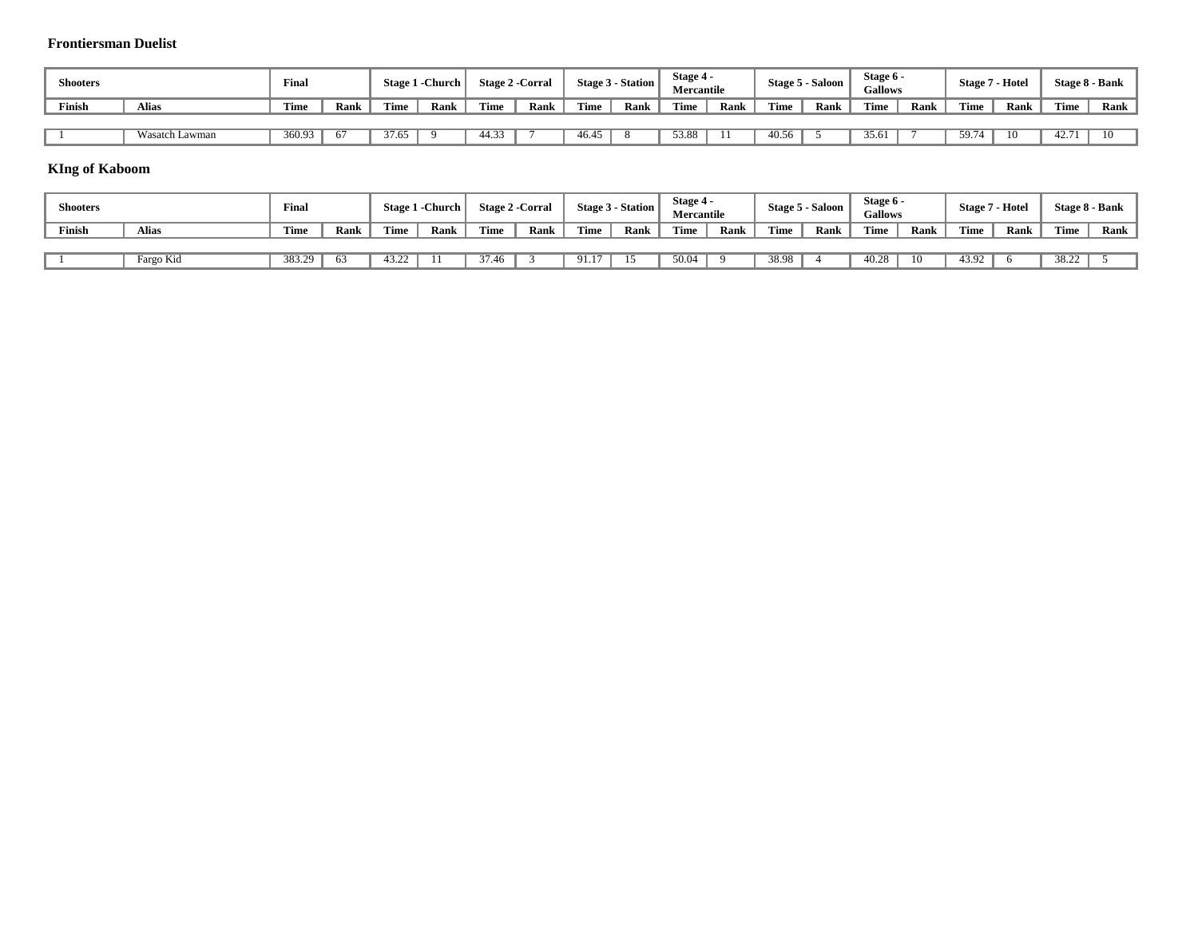### Frontiersman Duelist

| Shooters | | Final | | Stage 1 -Church | | Stage 2 -Corral | | Stage 3 - Station | | Stage 4 - Mercantile | | Stage 5 - Saloon | | Stage 6 - Gallows | | Stage 7 - Hotel | | Stage 8 - Bank | |
|---|---|---|---|---|---|---|---|---|---|---|---|---|---|---|---|---|---|---|---|
| Finish | Alias | Time | Rank | Time | Rank | Time | Rank | Time | Rank | Time | Rank | Time | Rank | Time | Rank | Time | Rank | Time | Rank |
| 1 | Wasatch Lawman | 360.93 | 67 | 37.65 | 9 | 44.33 | 7 | 46.45 | 8 | 53.88 | 11 | 40.56 | 5 | 35.61 | 7 | 59.74 | 10 | 42.71 | 10 |

### KIng of Kaboom

| Shooters | | Final | | Stage 1 -Church | | Stage 2 -Corral | | Stage 3 - Station | | Stage 4 - Mercantile | | Stage 5 - Saloon | | Stage 6 - Gallows | | Stage 7 - Hotel | | Stage 8 - Bank | |
|---|---|---|---|---|---|---|---|---|---|---|---|---|---|---|---|---|---|---|---|
| Finish | Alias | Time | Rank | Time | Rank | Time | Rank | Time | Rank | Time | Rank | Time | Rank | Time | Rank | Time | Rank | Time | Rank |
| 1 | Fargo Kid | 383.29 | 63 | 43.22 | 11 | 37.46 | 3 | 91.17 | 15 | 50.04 | 9 | 38.98 | 4 | 40.28 | 10 | 43.92 | 6 | 38.22 | 5 |